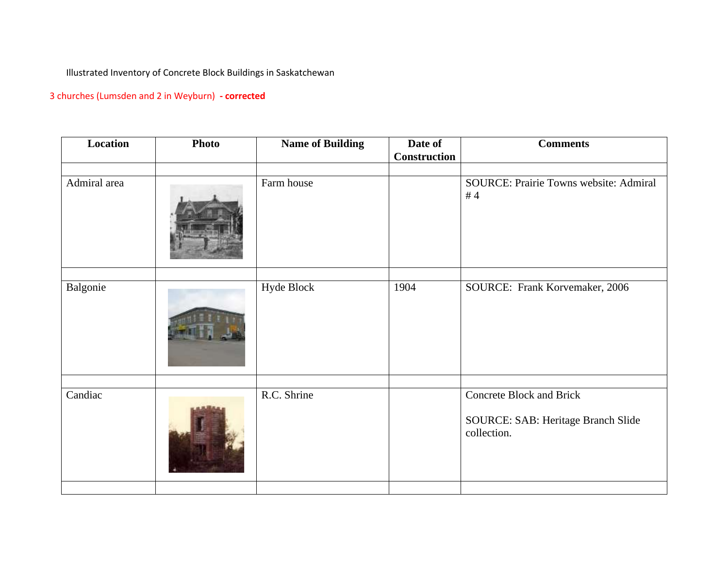Illustrated Inventory of Concrete Block Buildings in Saskatchewan

3 churches (Lumsden and 2 in Weyburn) **- corrected**

| Location | Photo | Name of Building | Date of Construction | Comments |
|---|---|---|---|---|
| | | | | |
| Admiral area | | Farm house | | SOURCE: Prairie Towns website: Admiral # 4 |
| | | | | |
| Balgonie | | Hyde Block | 1904 | SOURCE: Frank Korvemaker, 2006 |
| | | | | |
| Candiac | | R.C. Shrine | | Concrete Block and Brick<br><br>SOURCE: SAB: Heritage Branch Slide collection. |
| | | | | |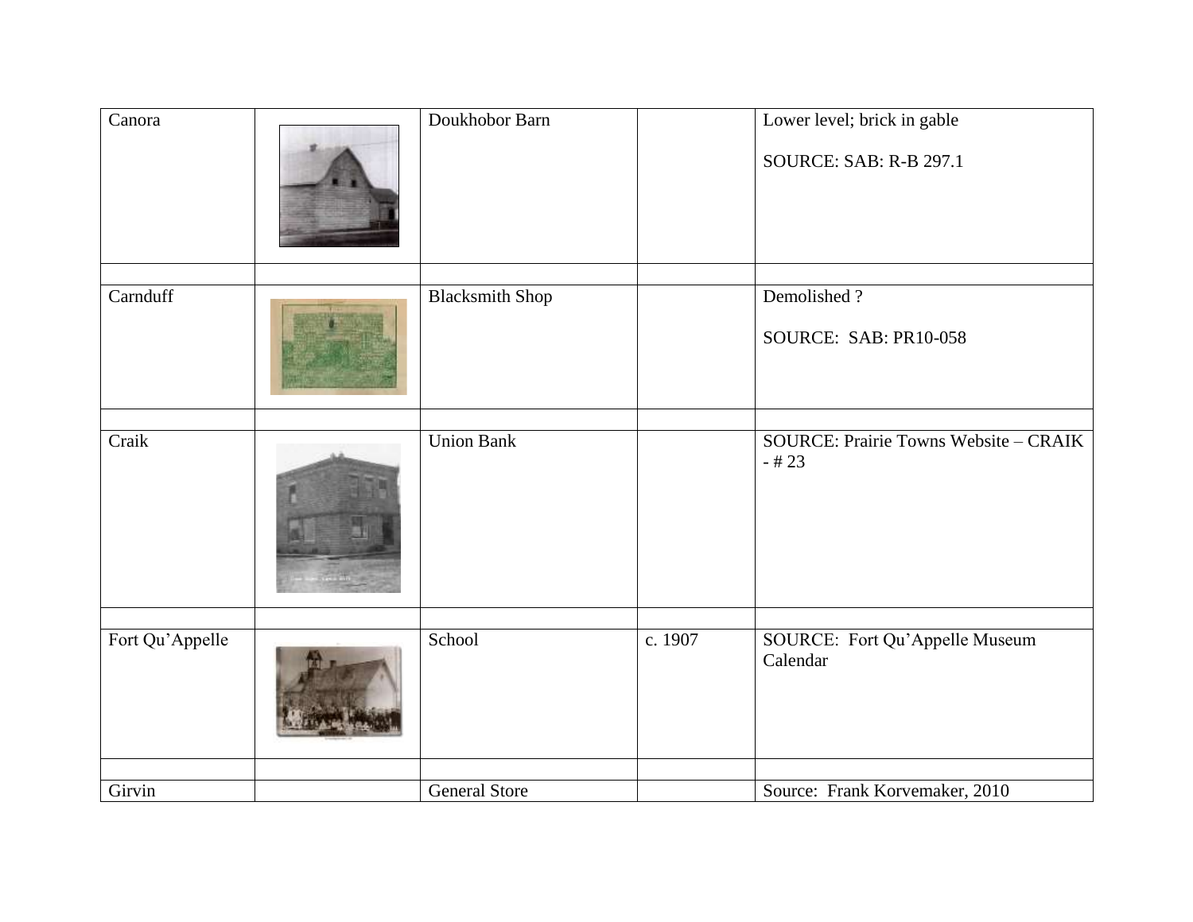| | | | | |
|---|---|---|---|---|
| Canora | | Doukhobor Barn | | Lower level; brick in gable<br><br>SOURCE: SAB: R-B 297.1 |
| | | | | |
| Carnduff | | Blacksmith Shop | | Demolished ?<br><br>SOURCE: SAB: PR10-058 |
| | | | | |
| Craik | | Union Bank | | SOURCE: Prairie Towns Website – CRAIK - # 23 |
| | | | | |
| Fort Qu’Appelle | | School | c. 1907 | SOURCE: Fort Qu’Appelle Museum Calendar |
| | | | | |
| Girvin | | General Store | | Source: Frank Korvemaker, 2010 |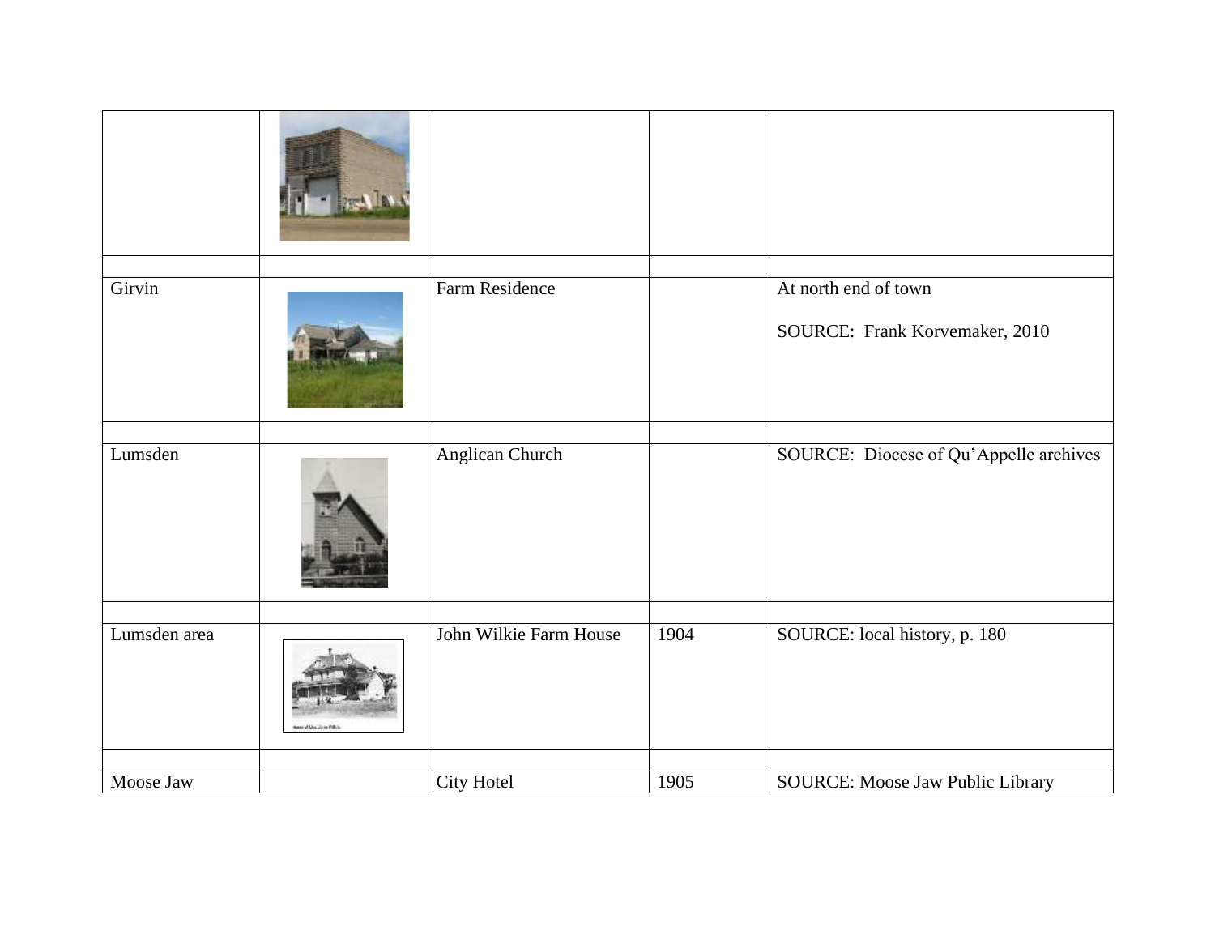| | | | | |
|---|---|---|---|---|
| | | | | |
| | | | | |
| Girvin | | Farm Residence | | At north end of town<br><br>SOURCE: Frank Korvemaker, 2010 |
| | | | | |
| Lumsden | | Anglican Church | | SOURCE: Diocese of Qu'Appelle archives |
| | | | | |
| Lumsden area | | John Wilkie Farm House | 1904 | SOURCE: local history, p. 180 |
| | | | | |
| Moose Jaw | | City Hotel | 1905 | SOURCE: Moose Jaw Public Library |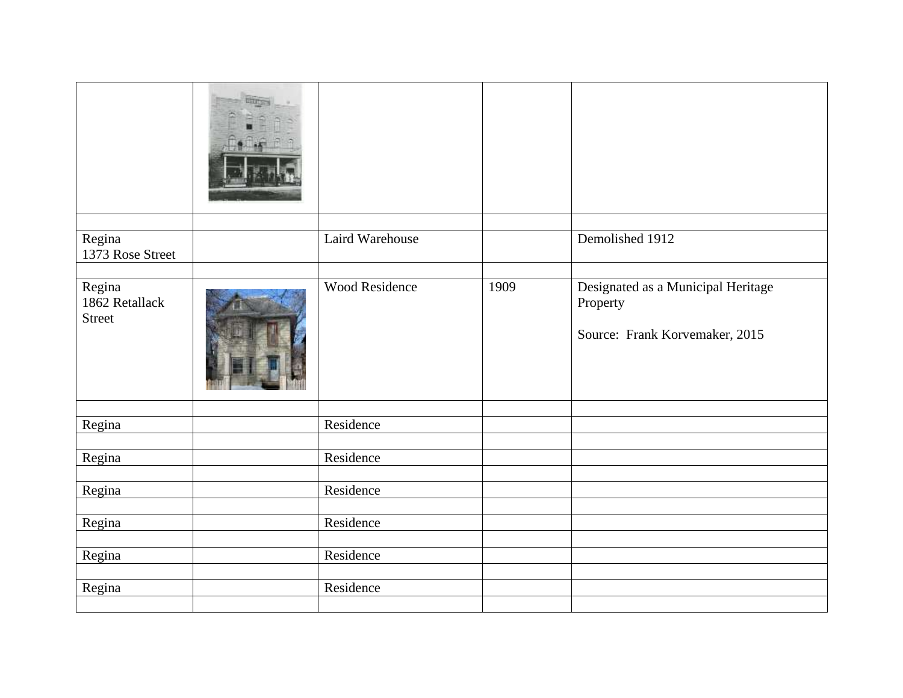| | | | | |
|---|---|---|---|---|
| | | | | |
| | | | | |
| Regina<br>1373 Rose Street | | Laird Warehouse | | Demolished 1912 |
| | | | | |
| Regina<br>1862 Retallack Street | | Wood Residence | 1909 | Designated as a Municipal Heritage Property<br><br>Source: Frank Korvemaker, 2015 |
| | | | | |
| Regina | | Residence | | |
| | | | | |
| Regina | | Residence | | |
| | | | | |
| Regina | | Residence | | |
| | | | | |
| Regina | | Residence | | |
| | | | | |
| Regina | | Residence | | |
| | | | | |
| Regina | | Residence | | |
| | | | | |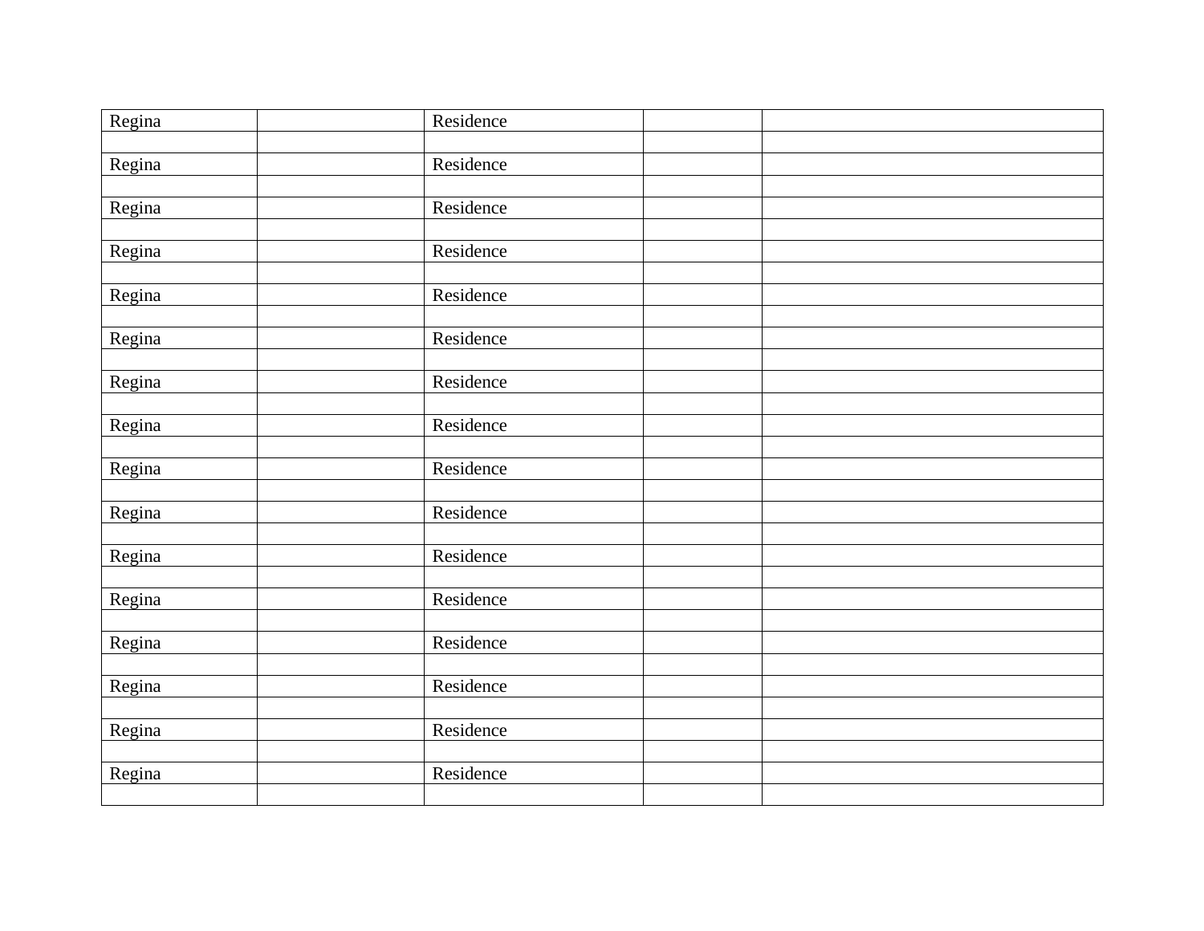| Regina | | Residence | | |
|---|---|---|---|---|
| | | | | |
| Regina | | Residence | | |
| | | | | |
| Regina | | Residence | | |
| | | | | |
| Regina | | Residence | | |
| | | | | |
| Regina | | Residence | | |
| | | | | |
| Regina | | Residence | | |
| | | | | |
| Regina | | Residence | | |
| | | | | |
| Regina | | Residence | | |
| | | | | |
| Regina | | Residence | | |
| | | | | |
| Regina | | Residence | | |
| | | | | |
| Regina | | Residence | | |
| | | | | |
| Regina | | Residence | | |
| | | | | |
| Regina | | Residence | | |
| | | | | |
| Regina | | Residence | | |
| | | | | |
| Regina | | Residence | | |
| | | | | |
| Regina | | Residence | | |
| | | | | |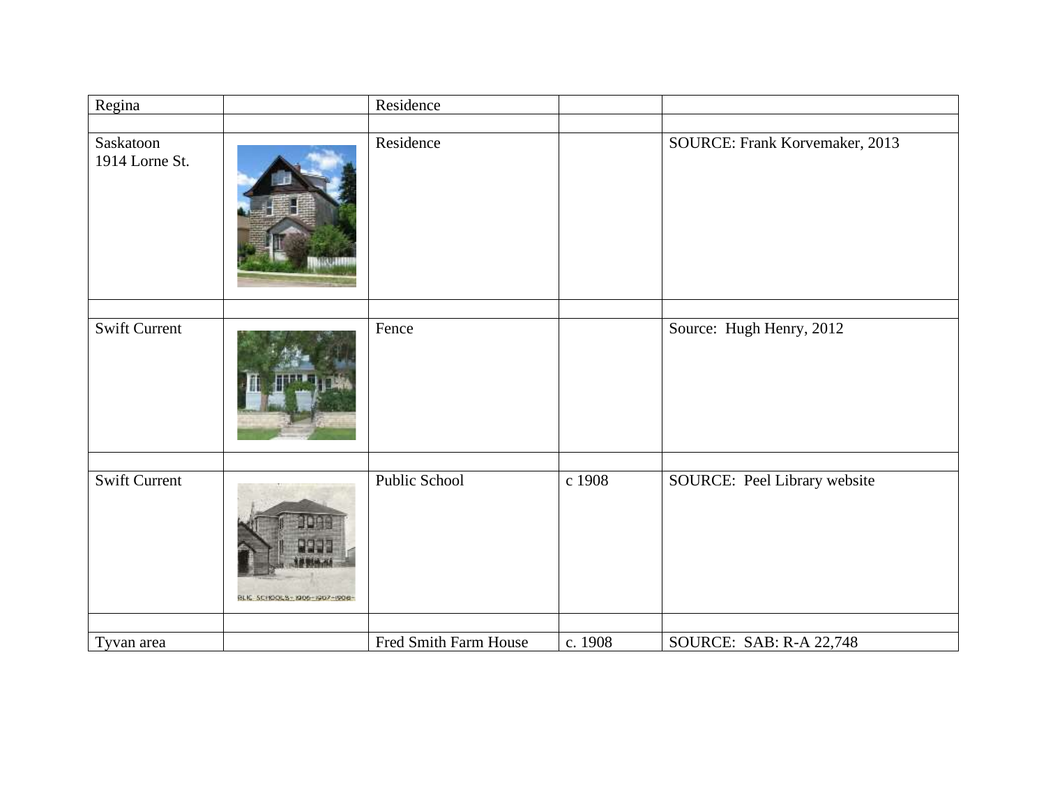| | | | | |
|---|---|---|---|---|
| Regina | | Residence | | |
| | | | | |
| Saskatoon<br>1914 Lorne St. | | Residence | | SOURCE: Frank Korvemaker, 2013 |
| | | | | |
| Swift Current | | Fence | | Source: Hugh Henry, 2012 |
| | | | | |
| Swift Current | | Public School | c 1908 | SOURCE: Peel Library website |
| | | | | |
| Tyvan area | | Fred Smith Farm House | c. 1908 | SOURCE: SAB: R-A 22,748 |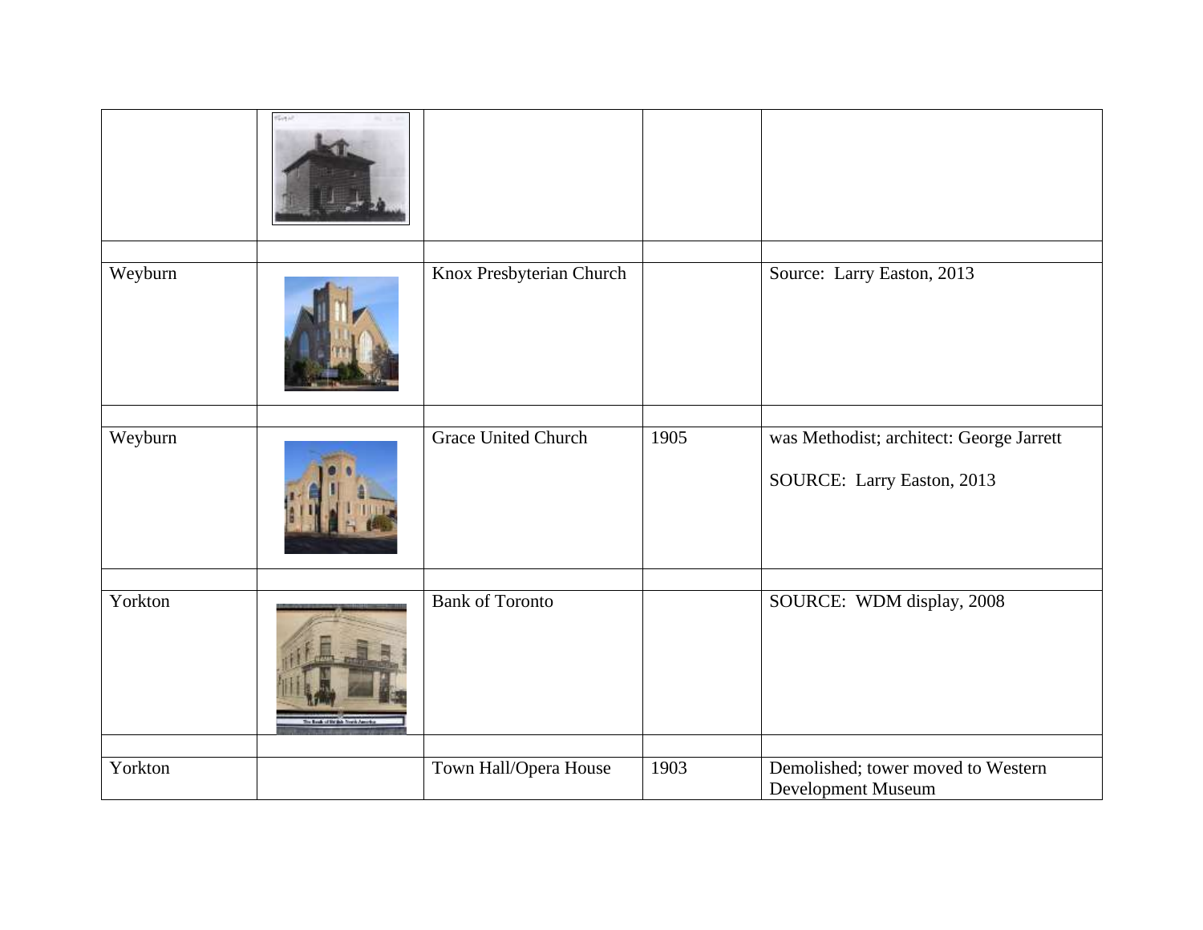| | | | | |
|---|---|---|---|---|
| | | | | |
| | | | | |
| Weyburn | | Knox Presbyterian Church | | Source: Larry Easton, 2013 |
| | | | | |
| Weyburn | | Grace United Church | 1905 | was Methodist; architect: George Jarrett<br><br>SOURCE: Larry Easton, 2013 |
| | | | | |
| Yorkton | | Bank of Toronto | | SOURCE: WDM display, 2008 |
| | | | | |
| Yorkton | | Town Hall/Opera House | 1903 | Demolished; tower moved to Western Development Museum |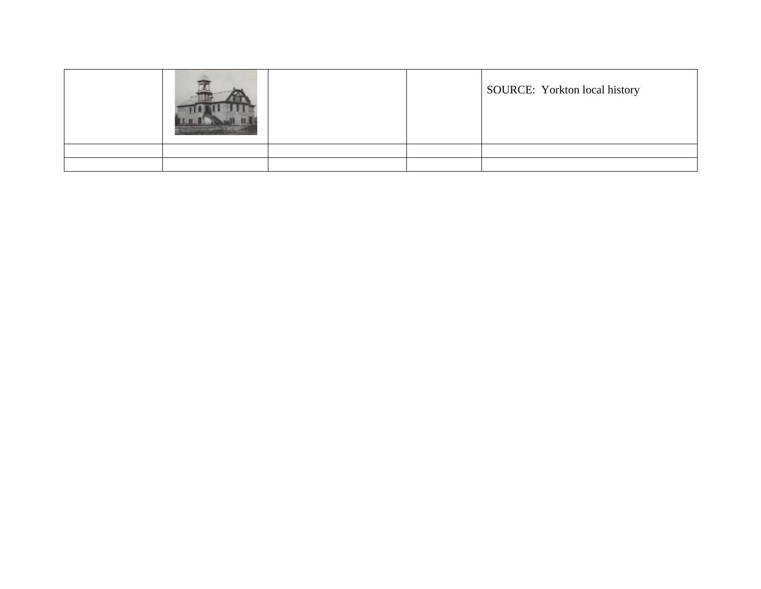| | | | | |
|---|---|---|---|---|
| | | | | SOURCE: Yorkton local history |
| | | | | |
| | | | | |